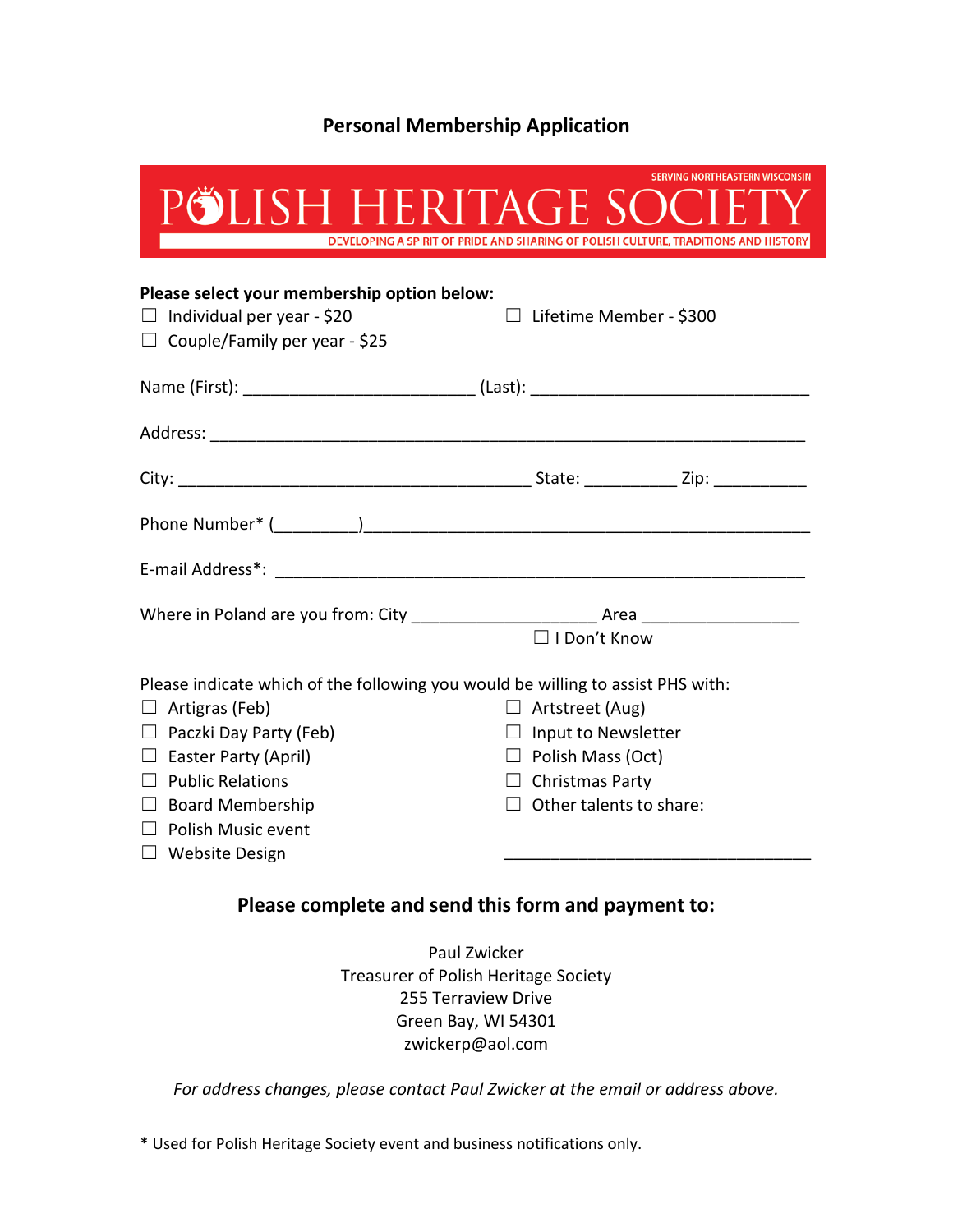# Personal Membership Application

SERVING NORTHEASTERN WISCONSIN

## POLISH HERITAGE SOCIETY

DEVELOPING A SPIRIT OF PRIDE AND SHARING OF POLISH CULTURE, TRADITIONS AND HISTORY

**Please select your membership option below:**

☐ Individual per year - $20

☐ Couple/Family per year - $25

☐ Lifetime Member - $300

Name (First): _________________________ (Last): ______________________________

Address: _______________________________________________________________

City: ______________________________________ State: __________ Zip: __________

Phone Number* (_________)________________________________________________

E-mail Address*: _________________________________________________________

Where in Poland are you from: City ____________________ Area _________________

☐ I Don't Know

Please indicate which of the following you would be willing to assist PHS with:

☐ Artigras (Feb)

☐ Paczki Day Party (Feb)

☐ Easter Party (April)

☐ Public Relations

☐ Board Membership

☐ Polish Music event

☐ Website Design

☐ Artstreet (Aug)

☐ Input to Newsletter

☐ Polish Mass (Oct)

☐ Christmas Party

☐ Other talents to share:

_________________________________

### Please complete and send this form and payment to:

Paul Zwicker
Treasurer of Polish Heritage Society
255 Terraview Drive
Green Bay, WI 54301
zwickerp@aol.com

*For address changes, please contact Paul Zwicker at the email or address above.*

* Used for Polish Heritage Society event and business notifications only.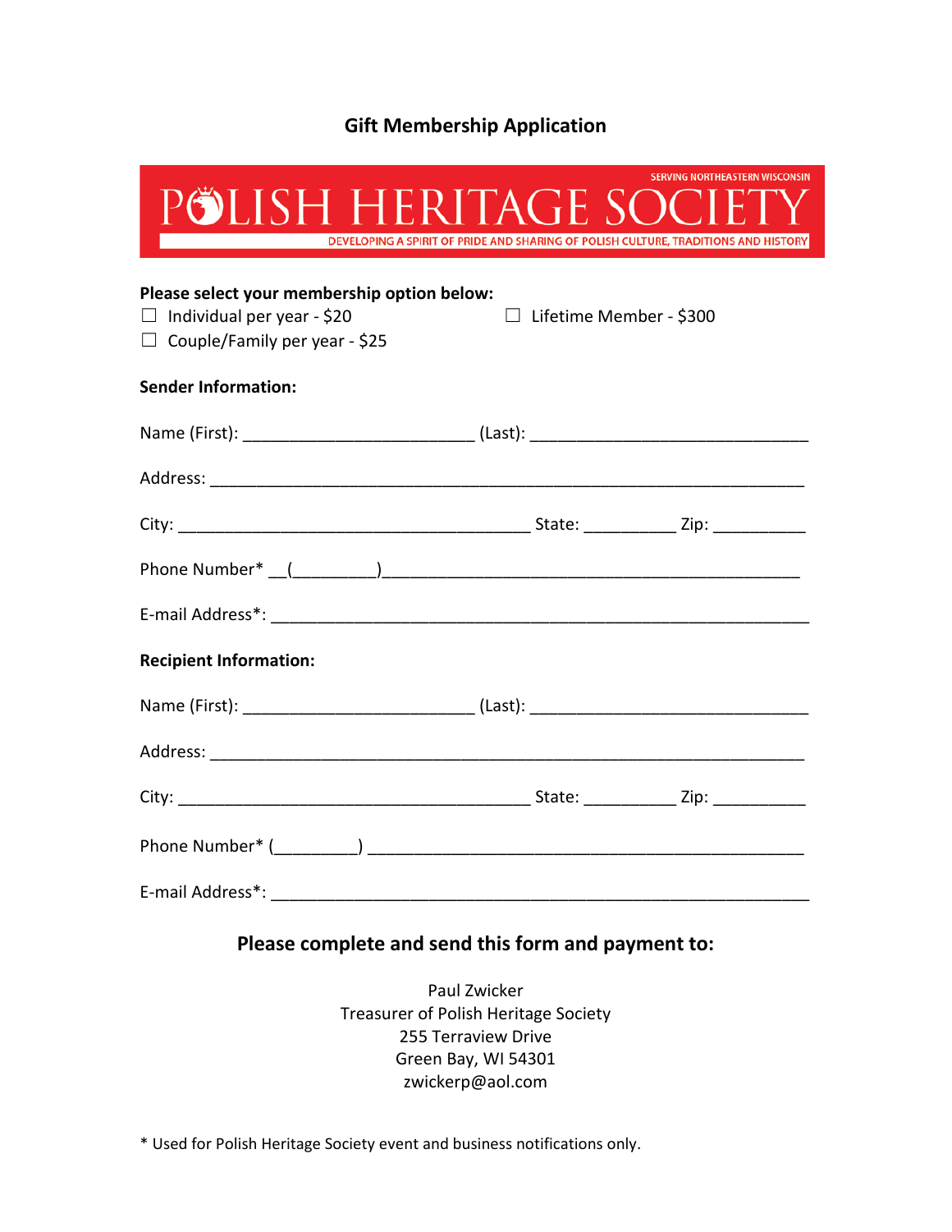## Gift Membership Application

# POLISH HERITAGE SOCIETY

SERVING NORTHEASTERN WISCONSIN

DEVELOPING A SPIRIT OF PRIDE AND SHARING OF POLISH CULTURE, TRADITIONS AND HISTORY

**Please select your membership option below:**

☐ Individual per year - $20
☐ Couple/Family per year - $25
☐ Lifetime Member - $300

**Sender Information:**

Name (First): ________________________ (Last): ____________________________

Address: ______________________________________________________________

City: _____________________________________ State: _________ Zip: _________

Phone Number* __(_________)____________________________________________

E-mail Address*: ________________________________________________________

**Recipient Information:**

Name (First): ________________________ (Last): ____________________________

Address: ______________________________________________________________

City: _____________________________________ State: _________ Zip: _________

Phone Number* (_________) ______________________________________________

E-mail Address*: ________________________________________________________

### Please complete and send this form and payment to:

Paul Zwicker
Treasurer of Polish Heritage Society
255 Terraview Drive
Green Bay, WI 54301
zwickerp@aol.com

* Used for Polish Heritage Society event and business notifications only.